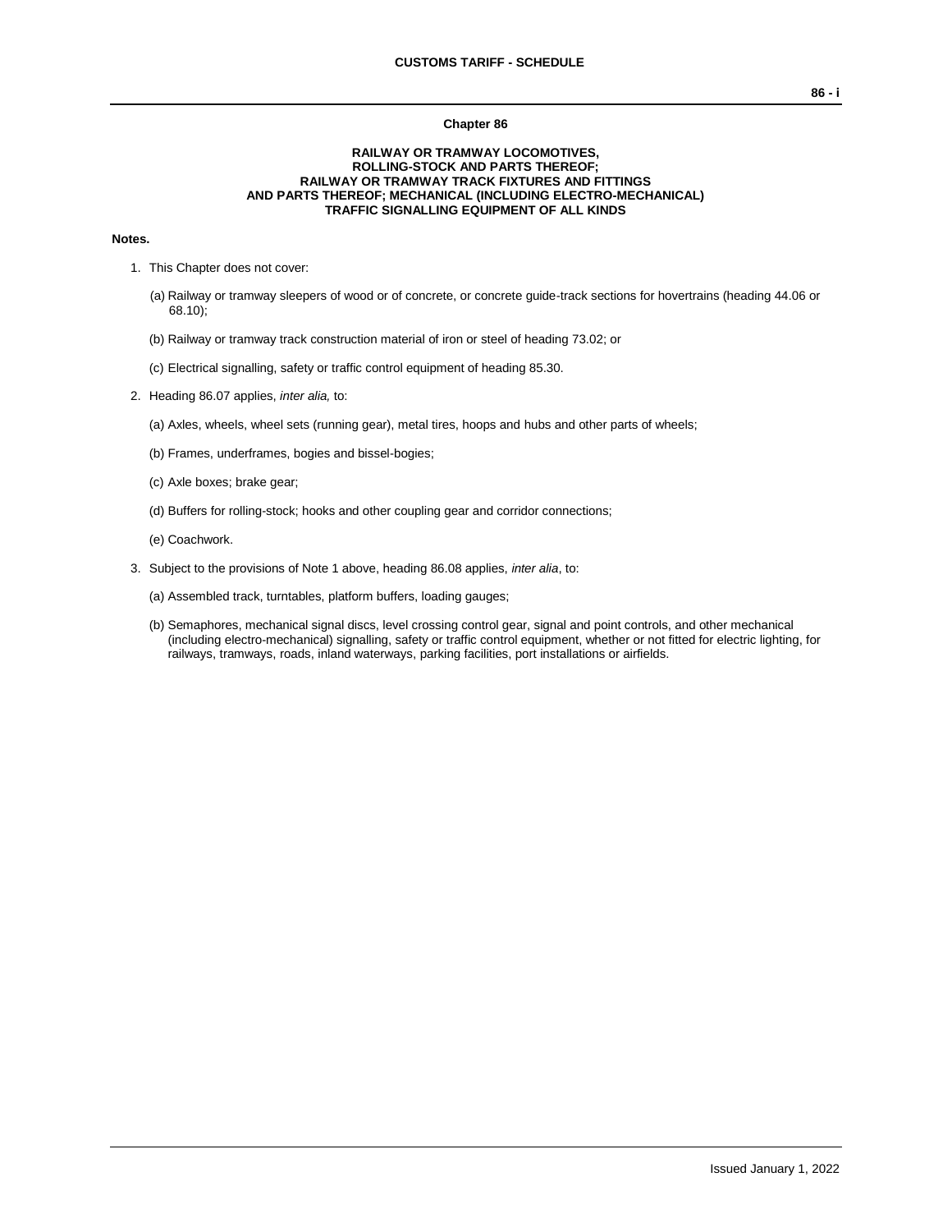## Chapter 86

### RAILWAY OR TRAMWAY LOCOMOTIVES, ROLLING-STOCK AND PARTS THEREOF; RAILWAY OR TRAMWAY TRACK FIXTURES AND FITTINGS AND PARTS THEREOF; MECHANICAL (INCLUDING ELECTRO-MECHANICAL) TRAFFIC SIGNALLING EQUIPMENT OF ALL KINDS

**Notes.**

1. This Chapter does not cover:

   (a) Railway or tramway sleepers of wood or of concrete, or concrete guide-track sections for hovertrains (heading 44.06 or 68.10);

   (b) Railway or tramway track construction material of iron or steel of heading 73.02; or

   (c) Electrical signalling, safety or traffic control equipment of heading 85.30.

2. Heading 86.07 applies, *inter alia,* to:

   (a) Axles, wheels, wheel sets (running gear), metal tires, hoops and hubs and other parts of wheels;

   (b) Frames, underframes, bogies and bissel-bogies;

   (c) Axle boxes; brake gear;

   (d) Buffers for rolling-stock; hooks and other coupling gear and corridor connections;

   (e) Coachwork.

3. Subject to the provisions of Note 1 above, heading 86.08 applies, *inter alia*, to:

   (a) Assembled track, turntables, platform buffers, loading gauges;

   (b) Semaphores, mechanical signal discs, level crossing control gear, signal and point controls, and other mechanical (including electro-mechanical) signalling, safety or traffic control equipment, whether or not fitted for electric lighting, for railways, tramways, roads, inland waterways, parking facilities, port installations or airfields.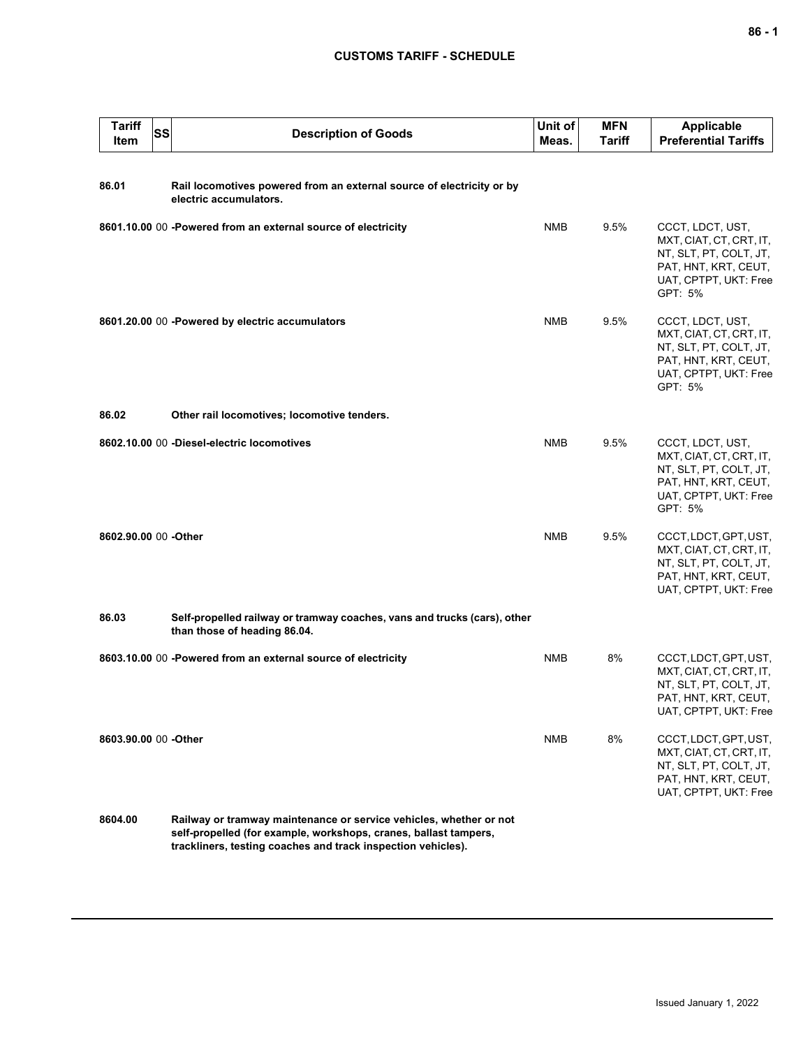| Tariff Item | SS | Description of Goods | Unit of Meas. | MFN Tariff | Applicable Preferential Tariffs |
|---|---|---|---|---|---|
| 86.01 | | **Rail locomotives powered from an external source of electricity or by electric accumulators.** | | | |
| 8601.10.00 | 00 | **-Powered from an external source of electricity** | NMB | 9.5% | CCCT, LDCT, UST, MXT, CIAT, CT, CRT, IT, NT, SLT, PT, COLT, JT, PAT, HNT, KRT, CEUT, UAT, CPTPT, UKT: Free GPT: 5% |
| 8601.20.00 | 00 | **-Powered by electric accumulators** | NMB | 9.5% | CCCT, LDCT, UST, MXT, CIAT, CT, CRT, IT, NT, SLT, PT, COLT, JT, PAT, HNT, KRT, CEUT, UAT, CPTPT, UKT: Free GPT: 5% |
| 86.02 | | **Other rail locomotives; locomotive tenders.** | | | |
| 8602.10.00 | 00 | **-Diesel-electric locomotives** | NMB | 9.5% | CCCT, LDCT, UST, MXT, CIAT, CT, CRT, IT, NT, SLT, PT, COLT, JT, PAT, HNT, KRT, CEUT, UAT, CPTPT, UKT: Free GPT: 5% |
| 8602.90.00 | 00 | **-Other** | NMB | 9.5% | CCCT, LDCT, GPT, UST, MXT, CIAT, CT, CRT, IT, NT, SLT, PT, COLT, JT, PAT, HNT, KRT, CEUT, UAT, CPTPT, UKT: Free |
| 86.03 | | **Self-propelled railway or tramway coaches, vans and trucks (cars), other than those of heading 86.04.** | | | |
| 8603.10.00 | 00 | **-Powered from an external source of electricity** | NMB | 8% | CCCT, LDCT, GPT, UST, MXT, CIAT, CT, CRT, IT, NT, SLT, PT, COLT, JT, PAT, HNT, KRT, CEUT, UAT, CPTPT, UKT: Free |
| 8603.90.00 | 00 | **-Other** | NMB | 8% | CCCT, LDCT, GPT, UST, MXT, CIAT, CT, CRT, IT, NT, SLT, PT, COLT, JT, PAT, HNT, KRT, CEUT, UAT, CPTPT, UKT: Free |
| 8604.00 | | **Railway or tramway maintenance or service vehicles, whether or not self-propelled (for example, workshops, cranes, ballast tampers, trackliners, testing coaches and track inspection vehicles).** | | | |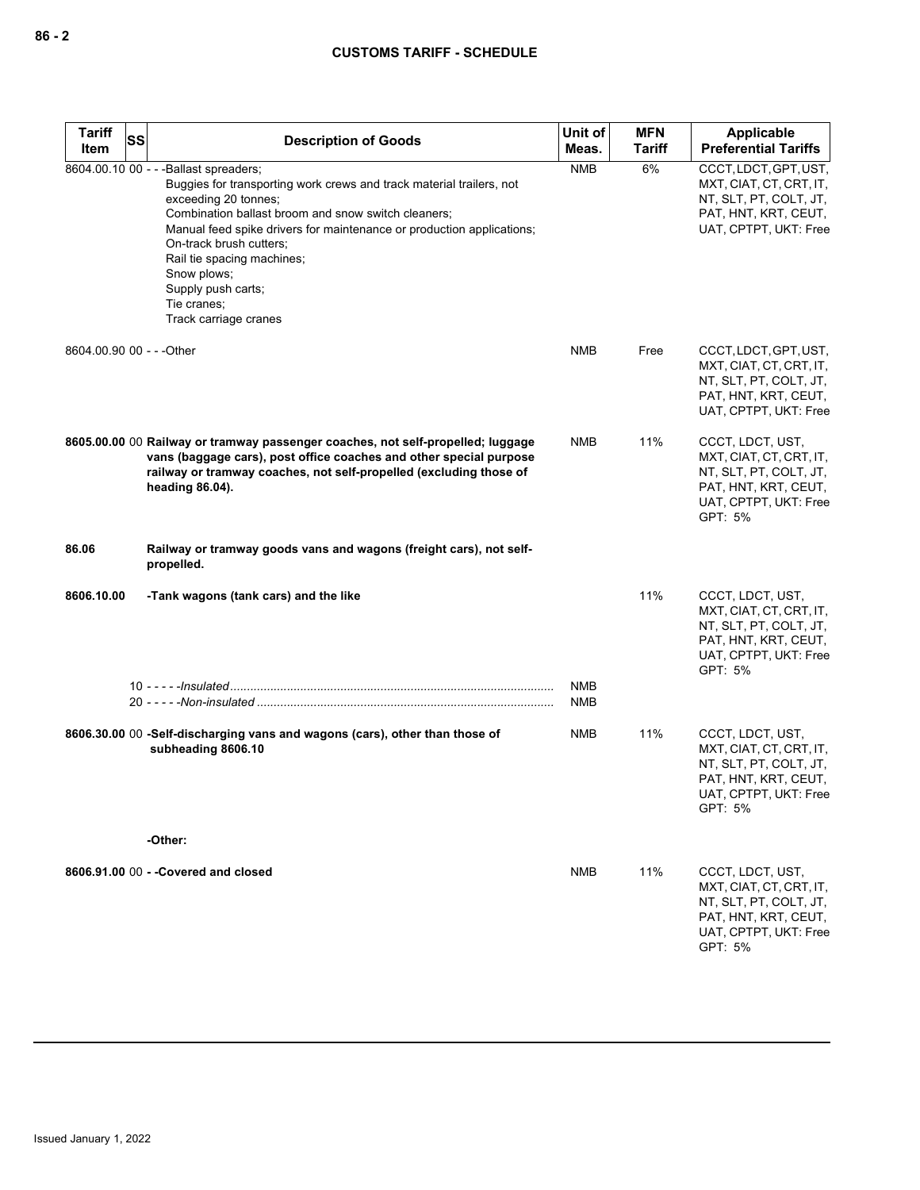| Tariff Item | SS | Description of Goods | Unit of Meas. | MFN Tariff | Applicable Preferential Tariffs |
|---|---|---|---|---|---|
| 8604.00.10 | 00 | - - -Ballast spreaders;<br>Buggies for transporting work crews and track material trailers, not exceeding 20 tonnes;<br>Combination ballast broom and snow switch cleaners;<br>Manual feed spike drivers for maintenance or production applications;<br>On-track brush cutters;<br>Rail tie spacing machines;<br>Snow plows;<br>Supply push carts;<br>Tie cranes;<br>Track carriage cranes | NMB | 6% | CCCT, LDCT, GPT, UST, MXT, CIAT, CT, CRT, IT, NT, SLT, PT, COLT, JT, PAT, HNT, KRT, CEUT, UAT, CPTPT, UKT: Free |
| 8604.00.90 | 00 | - - -Other | NMB | Free | CCCT, LDCT, GPT, UST, MXT, CIAT, CT, CRT, IT, NT, SLT, PT, COLT, JT, PAT, HNT, KRT, CEUT, UAT, CPTPT, UKT: Free |
| **8605.00.00** | 00 | **Railway or tramway passenger coaches, not self-propelled; luggage vans (baggage cars), post office coaches and other special purpose railway or tramway coaches, not self-propelled (excluding those of heading 86.04).** | NMB | 11% | CCCT, LDCT, UST, MXT, CIAT, CT, CRT, IT, NT, SLT, PT, COLT, JT, PAT, HNT, KRT, CEUT, UAT, CPTPT, UKT: Free<br>GPT: 5% |
| **86.06** | | **Railway or tramway goods vans and wagons (freight cars), not self-propelled.** | | | |
| **8606.10.00** | | **-Tank wagons (tank cars) and the like** | | 11% | CCCT, LDCT, UST, MXT, CIAT, CT, CRT, IT, NT, SLT, PT, COLT, JT, PAT, HNT, KRT, CEUT, UAT, CPTPT, UKT: Free<br>GPT: 5% |
| | 10 | - - - - -*Insulated* | NMB | | |
| | 20 | - - - - -*Non-insulated* | NMB | | |
| **8606.30.00** | 00 | **-Self-discharging vans and wagons (cars), other than those of subheading 8606.10** | NMB | 11% | CCCT, LDCT, UST, MXT, CIAT, CT, CRT, IT, NT, SLT, PT, COLT, JT, PAT, HNT, KRT, CEUT, UAT, CPTPT, UKT: Free<br>GPT: 5% |
| | | **-Other:** | | | |
| **8606.91.00** | 00 | **- -Covered and closed** | NMB | 11% | CCCT, LDCT, UST, MXT, CIAT, CT, CRT, IT, NT, SLT, PT, COLT, JT, PAT, HNT, KRT, CEUT, UAT, CPTPT, UKT: Free<br>GPT: 5% |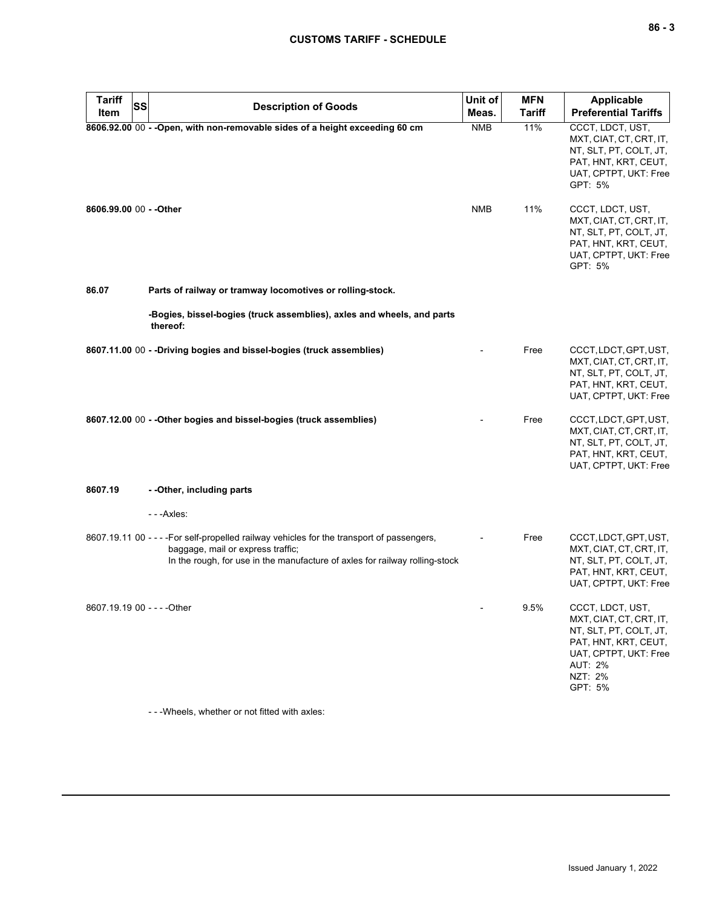| Tariff Item | SS | Description of Goods | Unit of Meas. | MFN Tariff | Applicable Preferential Tariffs |
|---|---|---|---|---|---|
| **8606.92.00** | 00 | **- -Open, with non-removable sides of a height exceeding 60 cm** | NMB | 11% | CCCT, LDCT, UST, MXT, CIAT, CT, CRT, IT, NT, SLT, PT, COLT, JT, PAT, HNT, KRT, CEUT, UAT, CPTPT, UKT: Free<br>GPT: 5% |
| **8606.99.00** | 00 | **- -Other** | NMB | 11% | CCCT, LDCT, UST, MXT, CIAT, CT, CRT, IT, NT, SLT, PT, COLT, JT, PAT, HNT, KRT, CEUT, UAT, CPTPT, UKT: Free<br>GPT: 5% |
| **86.07** | | **Parts of railway or tramway locomotives or rolling-stock.** | | | |
| | | **-Bogies, bissel-bogies (truck assemblies), axles and wheels, and parts thereof:** | | | |
| **8607.11.00** | 00 | **- -Driving bogies and bissel-bogies (truck assemblies)** | - | Free | CCCT, LDCT, GPT, UST, MXT, CIAT, CT, CRT, IT, NT, SLT, PT, COLT, JT, PAT, HNT, KRT, CEUT, UAT, CPTPT, UKT: Free |
| **8607.12.00** | 00 | **- -Other bogies and bissel-bogies (truck assemblies)** | - | Free | CCCT, LDCT, GPT, UST, MXT, CIAT, CT, CRT, IT, NT, SLT, PT, COLT, JT, PAT, HNT, KRT, CEUT, UAT, CPTPT, UKT: Free |
| **8607.19** | | **- -Other, including parts** | | | |
| | | - - -Axles: | | | |
| 8607.19.11 | 00 | - - - -For self-propelled railway vehicles for the transport of passengers, baggage, mail or express traffic;<br>In the rough, for use in the manufacture of axles for railway rolling-stock | - | Free | CCCT, LDCT, GPT, UST, MXT, CIAT, CT, CRT, IT, NT, SLT, PT, COLT, JT, PAT, HNT, KRT, CEUT, UAT, CPTPT, UKT: Free |
| 8607.19.19 | 00 | - - - -Other | - | 9.5% | CCCT, LDCT, UST, MXT, CIAT, CT, CRT, IT, NT, SLT, PT, COLT, JT, PAT, HNT, KRT, CEUT, UAT, CPTPT, UKT: Free<br>AUT: 2%<br>NZT: 2%<br>GPT: 5% |
| | | - - -Wheels, whether or not fitted with axles: | | | |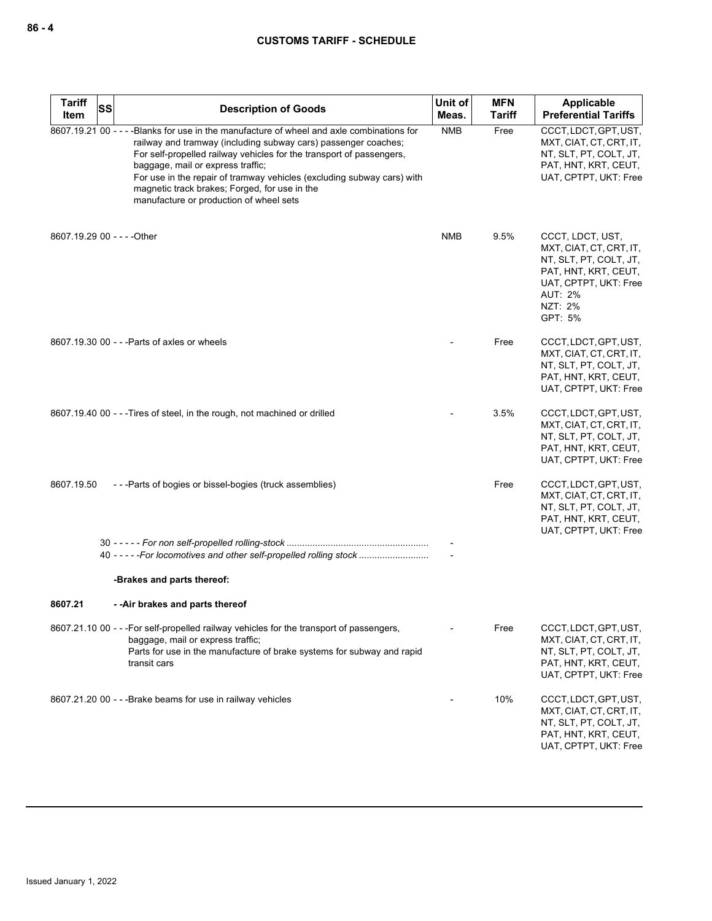| Tariff Item | SS | Description of Goods | Unit of Meas. | MFN Tariff | Applicable Preferential Tariffs |
|---|---|---|---|---|---|
| 8607.19.21 | 00 | - - - -Blanks for use in the manufacture of wheel and axle combinations for railway and tramway (including subway cars) passenger coaches;<br>For self-propelled railway vehicles for the transport of passengers, baggage, mail or express traffic;<br>For use in the repair of tramway vehicles (excluding subway cars) with magnetic track brakes; Forged, for use in the manufacture or production of wheel sets | NMB | Free | CCCT, LDCT, GPT, UST, MXT, CIAT, CT, CRT, IT, NT, SLT, PT, COLT, JT, PAT, HNT, KRT, CEUT, UAT, CPTPT, UKT: Free |
| 8607.19.29 | 00 | - - - -Other | NMB | 9.5% | CCCT, LDCT, UST, MXT, CIAT, CT, CRT, IT, NT, SLT, PT, COLT, JT, PAT, HNT, KRT, CEUT, UAT, CPTPT, UKT: Free<br>AUT: 2%<br>NZT: 2%<br>GPT: 5% |
| 8607.19.30 | 00 | - - -Parts of axles or wheels | - | Free | CCCT, LDCT, GPT, UST, MXT, CIAT, CT, CRT, IT, NT, SLT, PT, COLT, JT, PAT, HNT, KRT, CEUT, UAT, CPTPT, UKT: Free |
| 8607.19.40 | 00 | - - -Tires of steel, in the rough, not machined or drilled | - | 3.5% | CCCT, LDCT, GPT, UST, MXT, CIAT, CT, CRT, IT, NT, SLT, PT, COLT, JT, PAT, HNT, KRT, CEUT, UAT, CPTPT, UKT: Free |
| 8607.19.50 | | - - -Parts of bogies or bissel-bogies (truck assemblies) | | Free | CCCT, LDCT, GPT, UST, MXT, CIAT, CT, CRT, IT, NT, SLT, PT, COLT, JT, PAT, HNT, KRT, CEUT, UAT, CPTPT, UKT: Free |
| | 30 | - - - - - *For non self-propelled rolling-stock* | - | | |
| | 40 | - - - - -*For locomotives and other self-propelled rolling stock* | - | | |
| | | **-Brakes and parts thereof:** | | | |
| **8607.21** | | **- -Air brakes and parts thereof** | | | |
| 8607.21.10 | 00 | - - -For self-propelled railway vehicles for the transport of passengers, baggage, mail or express traffic;<br>Parts for use in the manufacture of brake systems for subway and rapid transit cars | - | Free | CCCT, LDCT, GPT, UST, MXT, CIAT, CT, CRT, IT, NT, SLT, PT, COLT, JT, PAT, HNT, KRT, CEUT, UAT, CPTPT, UKT: Free |
| 8607.21.20 | 00 | - - -Brake beams for use in railway vehicles | - | 10% | CCCT, LDCT, GPT, UST, MXT, CIAT, CT, CRT, IT, NT, SLT, PT, COLT, JT, PAT, HNT, KRT, CEUT, UAT, CPTPT, UKT: Free |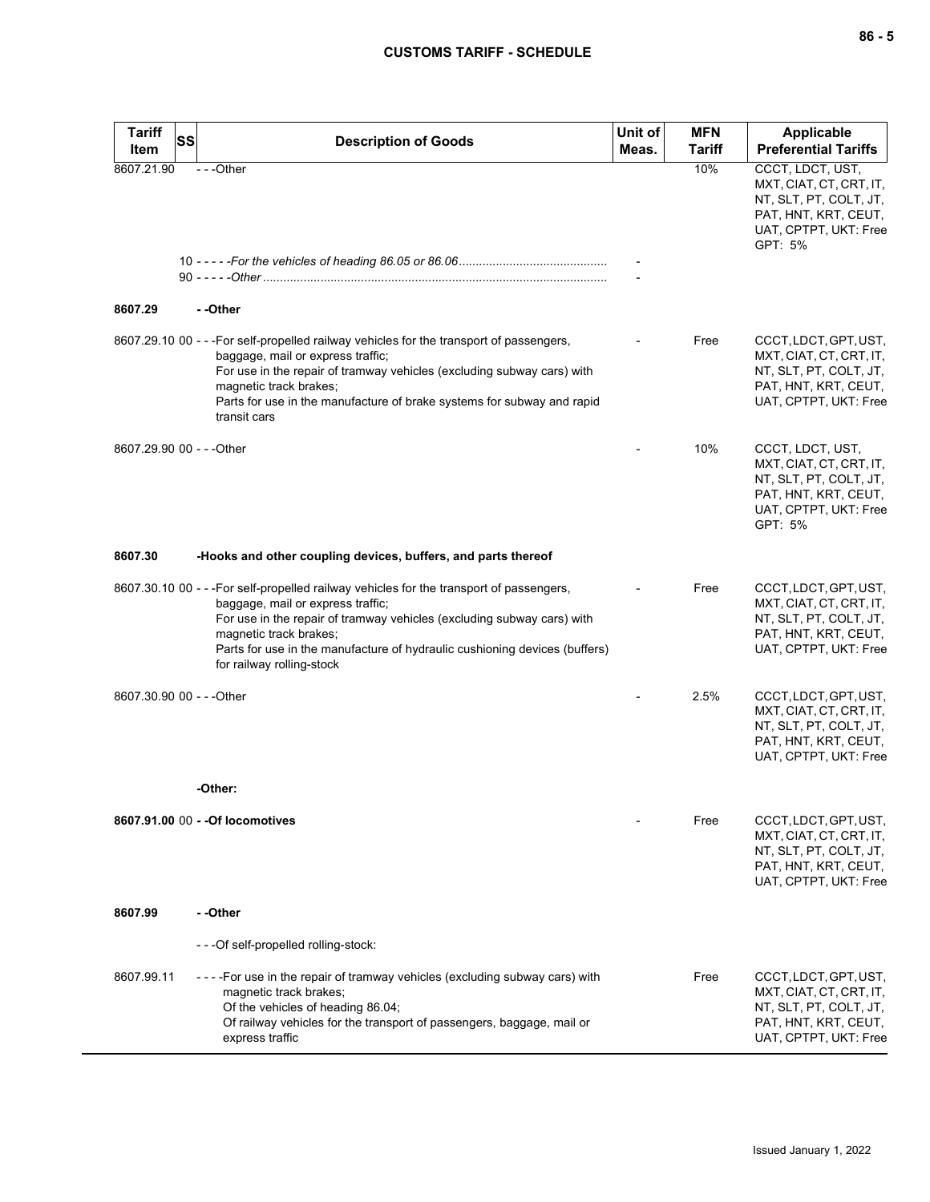| Tariff Item | SS | Description of Goods | Unit of Meas. | MFN Tariff | Applicable Preferential Tariffs |
|---|---|---|---|---|---|
| 8607.21.90 | | - - -Other | | 10% | CCCT, LDCT, UST, MXT, CIAT, CT, CRT, IT, NT, SLT, PT, COLT, JT, PAT, HNT, KRT, CEUT, UAT, CPTPT, UKT: Free GPT: 5% |
| | 10 | - - - - -*For the vehicles of heading 86.05 or 86.06* | - | | |
| | 90 | - - - - -*Other* | - | | |
| **8607.29** | | **- -Other** | | | |
| 8607.29.10 | 00 | - - -For self-propelled railway vehicles for the transport of passengers, baggage, mail or express traffic;<br>For use in the repair of tramway vehicles (excluding subway cars) with magnetic track brakes;<br>Parts for use in the manufacture of brake systems for subway and rapid transit cars | - | Free | CCCT, LDCT, GPT, UST, MXT, CIAT, CT, CRT, IT, NT, SLT, PT, COLT, JT, PAT, HNT, KRT, CEUT, UAT, CPTPT, UKT: Free |
| 8607.29.90 | 00 | - - -Other | - | 10% | CCCT, LDCT, UST, MXT, CIAT, CT, CRT, IT, NT, SLT, PT, COLT, JT, PAT, HNT, KRT, CEUT, UAT, CPTPT, UKT: Free GPT: 5% |
| **8607.30** | | **-Hooks and other coupling devices, buffers, and parts thereof** | | | |
| 8607.30.10 | 00 | - - -For self-propelled railway vehicles for the transport of passengers, baggage, mail or express traffic;<br>For use in the repair of tramway vehicles (excluding subway cars) with magnetic track brakes;<br>Parts for use in the manufacture of hydraulic cushioning devices (buffers) for railway rolling-stock | - | Free | CCCT, LDCT, GPT, UST, MXT, CIAT, CT, CRT, IT, NT, SLT, PT, COLT, JT, PAT, HNT, KRT, CEUT, UAT, CPTPT, UKT: Free |
| 8607.30.90 | 00 | - - -Other | - | 2.5% | CCCT, LDCT, GPT, UST, MXT, CIAT, CT, CRT, IT, NT, SLT, PT, COLT, JT, PAT, HNT, KRT, CEUT, UAT, CPTPT, UKT: Free |
| | | **-Other:** | | | |
| **8607.91.00** | 00 | **- -Of locomotives** | - | Free | CCCT, LDCT, GPT, UST, MXT, CIAT, CT, CRT, IT, NT, SLT, PT, COLT, JT, PAT, HNT, KRT, CEUT, UAT, CPTPT, UKT: Free |
| **8607.99** | | **- -Other** | | | |
| | | - - -Of self-propelled rolling-stock: | | | |
| 8607.99.11 | | - - - -For use in the repair of tramway vehicles (excluding subway cars) with magnetic track brakes;<br>Of the vehicles of heading 86.04;<br>Of railway vehicles for the transport of passengers, baggage, mail or express traffic | | Free | CCCT, LDCT, GPT, UST, MXT, CIAT, CT, CRT, IT, NT, SLT, PT, COLT, JT, PAT, HNT, KRT, CEUT, UAT, CPTPT, UKT: Free |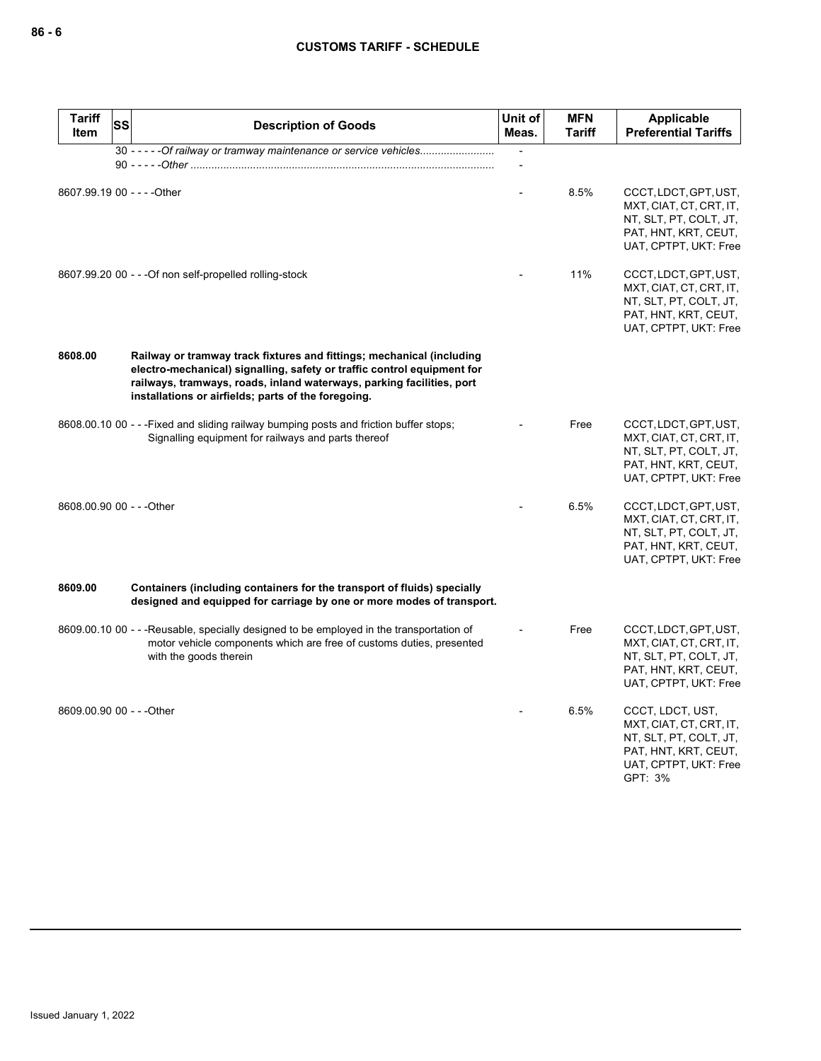| Tariff Item | SS | Description of Goods | Unit of Meas. | MFN Tariff | Applicable Preferential Tariffs |
|---|---|---|---|---|---|
| | | 30 - - - - -*Of railway or tramway maintenance or service vehicles*........................ | - | | |
| | | 90 - - - - -*Other* .................................................................................................... | - | | |
| 8607.99.19 | 00 | - - - -Other | - | 8.5% | CCCT, LDCT, GPT, UST, MXT, CIAT, CT, CRT, IT, NT, SLT, PT, COLT, JT, PAT, HNT, KRT, CEUT, UAT, CPTPT, UKT: Free |
| 8607.99.20 | 00 | - - -Of non self-propelled rolling-stock | - | 11% | CCCT, LDCT, GPT, UST, MXT, CIAT, CT, CRT, IT, NT, SLT, PT, COLT, JT, PAT, HNT, KRT, CEUT, UAT, CPTPT, UKT: Free |
| **8608.00** | | **Railway or tramway track fixtures and fittings; mechanical (including electro-mechanical) signalling, safety or traffic control equipment for railways, tramways, roads, inland waterways, parking facilities, port installations or airfields; parts of the foregoing.** | | | |
| 8608.00.10 | 00 | - - -Fixed and sliding railway bumping posts and friction buffer stops; Signalling equipment for railways and parts thereof | - | Free | CCCT, LDCT, GPT, UST, MXT, CIAT, CT, CRT, IT, NT, SLT, PT, COLT, JT, PAT, HNT, KRT, CEUT, UAT, CPTPT, UKT: Free |
| 8608.00.90 | 00 | - - -Other | - | 6.5% | CCCT, LDCT, GPT, UST, MXT, CIAT, CT, CRT, IT, NT, SLT, PT, COLT, JT, PAT, HNT, KRT, CEUT, UAT, CPTPT, UKT: Free |
| **8609.00** | | **Containers (including containers for the transport of fluids) specially designed and equipped for carriage by one or more modes of transport.** | | | |
| 8609.00.10 | 00 | - - -Reusable, specially designed to be employed in the transportation of motor vehicle components which are free of customs duties, presented with the goods therein | - | Free | CCCT, LDCT, GPT, UST, MXT, CIAT, CT, CRT, IT, NT, SLT, PT, COLT, JT, PAT, HNT, KRT, CEUT, UAT, CPTPT, UKT: Free |
| 8609.00.90 | 00 | - - -Other | - | 6.5% | CCCT, LDCT, UST, MXT, CIAT, CT, CRT, IT, NT, SLT, PT, COLT, JT, PAT, HNT, KRT, CEUT, UAT, CPTPT, UKT: Free GPT: 3% |